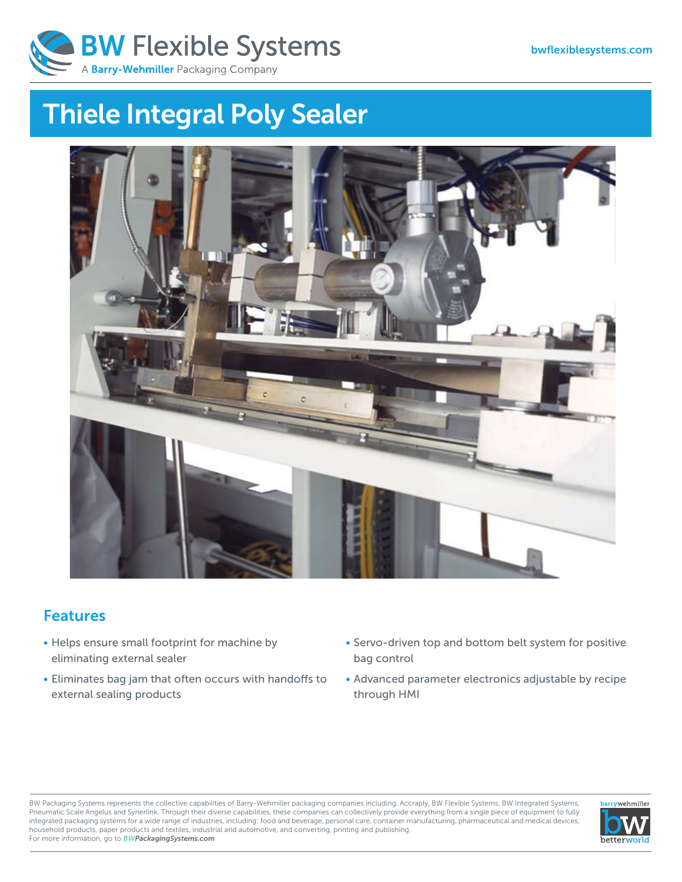BW Flexible Systems

A Barry-Wehmiller Packaging Company

bwflexiblesystems.com

# Thiele Integral Poly Sealer

## Features

- Helps ensure small footprint for machine by eliminating external sealer
- Eliminates bag jam that often occurs with handoffs to external sealing products
- Servo-driven top and bottom belt system for positive bag control
- Advanced parameter electronics adjustable by recipe through HMI

BW Packaging Systems represents the collective capabilities of Barry-Wehmiller packaging companies including, Accraply, BW Flexible Systems, BW Integrated Systems, Pneumatic Scale Angelus and Synerlink. Through their diverse capabilities, these companies can collectively provide everything from a single piece of equipment to fully integrated packaging systems for a wide range of industries, including: food and beverage, personal care, container manufacturing, pharmaceutical and medical devices, household products, paper products and textiles, industrial and automotive, and converting, printing and publishing.
For more information, go to ***BWPackagingSystems.com***

barrywehmiller bw betterworld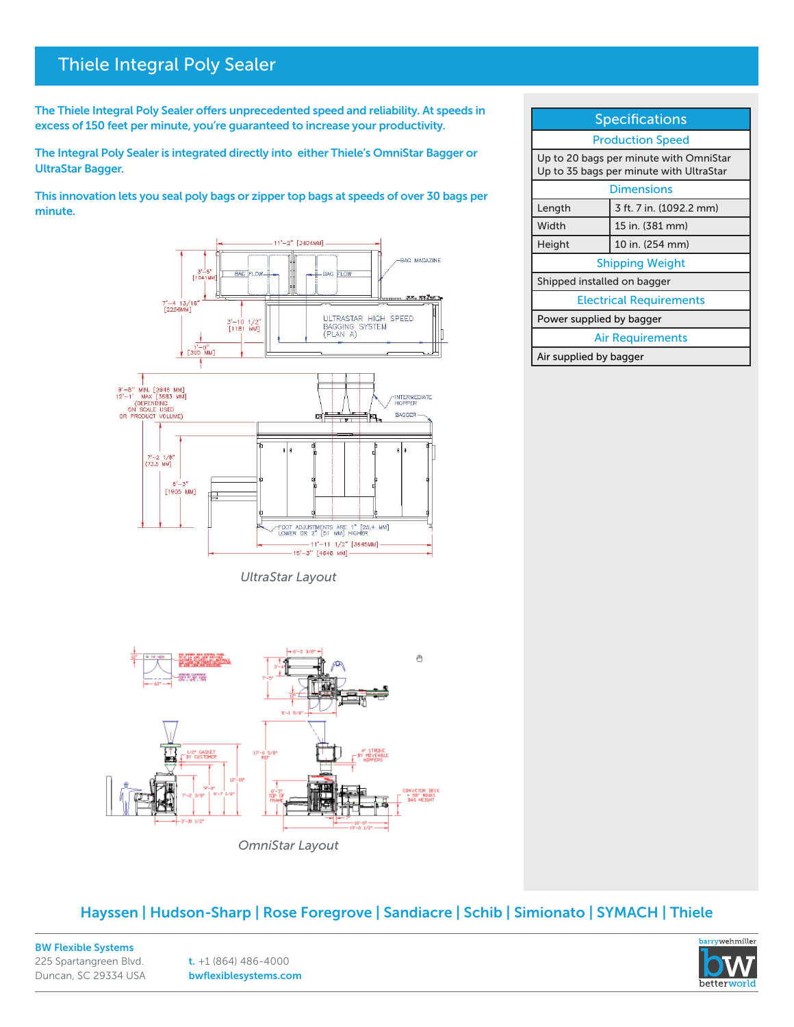# Thiele Integral Poly Sealer

**The Thiele Integral Poly Sealer offers unprecedented speed and reliability. At speeds in excess of 150 feet per minute, you're guaranteed to increase your productivity.**

**The Integral Poly Sealer is integrated directly into either Thiele's OmniStar Bagger or UltraStar Bagger.**

**This innovation lets you seal poly bags or zipper top bags at speeds of over 30 bags per minute.**

*UltraStar Layout*

*OmniStar Layout*

| Specifications | |
|---|---|
| **Production Speed** | |
| Up to 20 bags per minute with OmniStar<br>Up to 35 bags per minute with UltraStar | |
| **Dimensions** | |
| Length | 3 ft. 7 in. (1092.2 mm) |
| Width | 15 in. (381 mm) |
| Height | 10 in. (254 mm) |
| **Shipping Weight** | |
| Shipped installed on bagger | |
| **Electrical Requirements** | |
| Power supplied by bagger | |
| **Air Requirements** | |
| Air supplied by bagger | |

**Hayssen | Hudson-Sharp | Rose Foregrove | Sandiacre | Schib | Simionato | SYMACH | Thiele**

**BW Flexible Systems**
225 Spartangreen Blvd.
Duncan, SC 29334 USA

t. +1 (864) 486-4000
bwflexiblesystems.com

barrywehmiller
betterworld